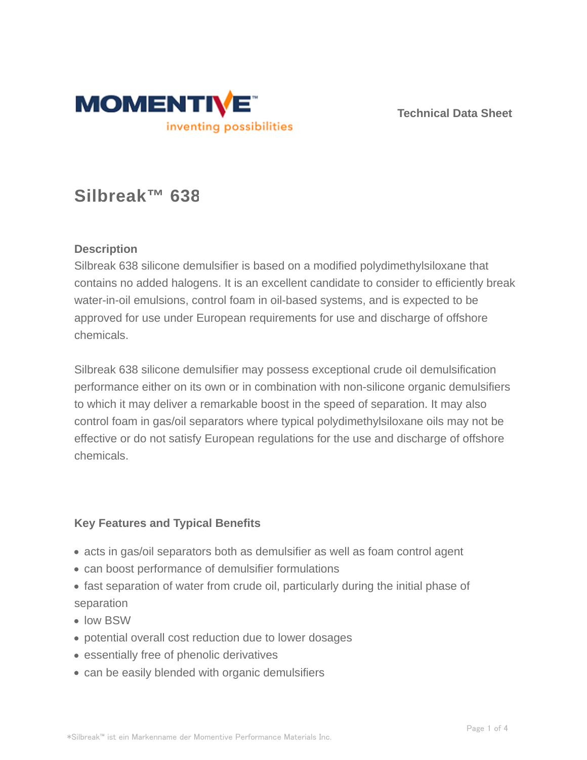Technical Data Sheet

# Silbreak™ 638

## Description

Silbreak 638 silicone demulsifier is based on a modified polydimethylsiloxane that contains no added halogens. It is an excellent candidate to consider to efficiently break water-in-oil emulsions, control foam in oil-based systems, and is expected to be approved for use under European requirements for use and discharge of offshore chemicals.

Silbreak 638 silicone demulsifier may possess exceptional crude oil demulsification performance either on its own or in combination with non-silicone organic demulsifiers to which it may deliver a remarkable boost in the speed of separation. It may also control foam in gas/oil separators where typical polydimethylsiloxane oils may not be effective or do not satisfy European regulations for the use and discharge of offshore chemicals.

## Key Features and Typical Benefits

- acts in gas/oil separators both as demulsifier as well as foam control agent
- can boost performance of demulsifier formulations
- fast separation of water from crude oil, particularly during the initial phase of separation
- low BSW
- potential overall cost reduction due to lower dosages
- essentially free of phenolic derivatives
- can be easily blended with organic demulsifiers

*Silbreak™ ist ein Markenname der Momentive Performance Materials Inc.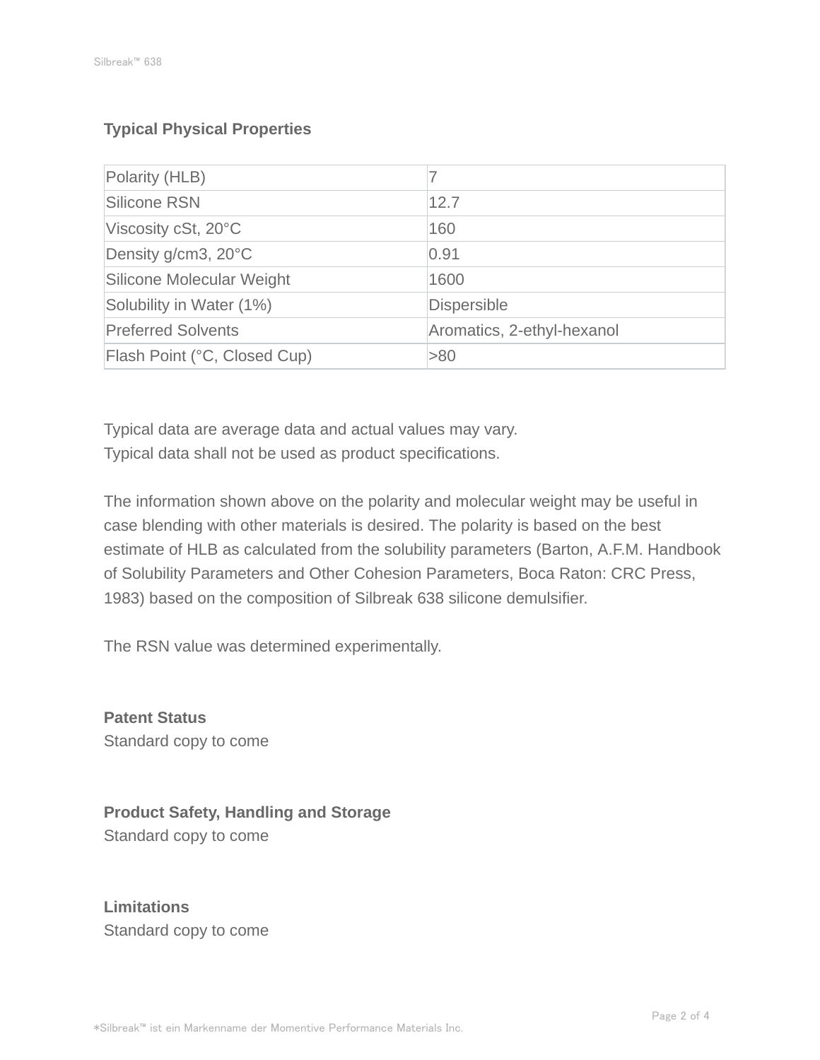## Typical Physical Properties

| Polarity (HLB) | 7 |
| --- | --- |
| Silicone RSN | 12.7 |
| Viscosity cSt, 20°C | 160 |
| Density g/cm3, 20°C | 0.91 |
| Silicone Molecular Weight | 1600 |
| Solubility in Water (1%) | Dispersible |
| Preferred Solvents | Aromatics, 2-ethyl-hexanol |
| Flash Point (°C, Closed Cup) | >80 |

Typical data are average data and actual values may vary.
Typical data shall not be used as product specifications.

The information shown above on the polarity and molecular weight may be useful in case blending with other materials is desired. The polarity is based on the best estimate of HLB as calculated from the solubility parameters (Barton, A.F.M. Handbook of Solubility Parameters and Other Cohesion Parameters, Boca Raton: CRC Press, 1983) based on the composition of Silbreak 638 silicone demulsifier.

The RSN value was determined experimentally.

## Patent Status

Standard copy to come

## Product Safety, Handling and Storage

Standard copy to come

## Limitations

Standard copy to come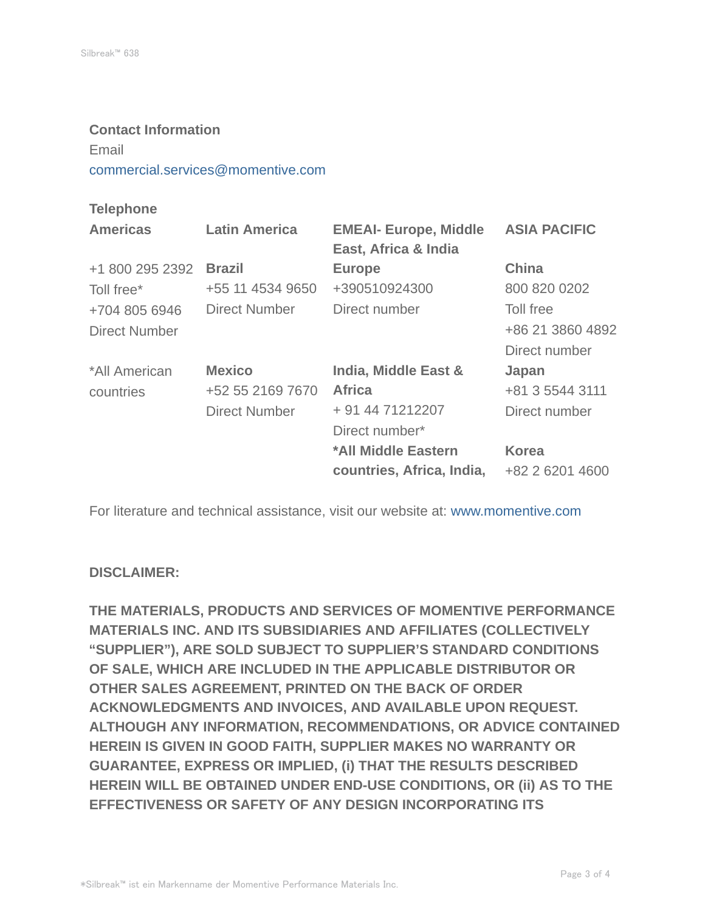**Contact Information**

Email

commercial.services@momentive.com

**Telephone**

| **Americas** | **Latin America** | **EMEAI- Europe, Middle East, Africa & India** | **ASIA PACIFIC** |
|---|---|---|---|
| +1 800 295 2392 Toll free* +704 805 6946 Direct Number | **Brazil** +55 11 4534 9650 Direct Number | **Europe** +390510924300 Direct number | **China** 800 820 0202 Toll free +86 21 3860 4892 Direct number |
| *All American countries | **Mexico** +52 55 2169 7670 Direct Number | **India, Middle East & Africa** + 91 44 71212207 Direct number* | **Japan** +81 3 5544 3111 Direct number |
| | | ***All Middle Eastern countries, Africa, India,** | **Korea** +82 2 6201 4600 |

For literature and technical assistance, visit our website at: www.momentive.com

**DISCLAIMER:**

**THE MATERIALS, PRODUCTS AND SERVICES OF MOMENTIVE PERFORMANCE MATERIALS INC. AND ITS SUBSIDIARIES AND AFFILIATES (COLLECTIVELY "SUPPLIER"), ARE SOLD SUBJECT TO SUPPLIER'S STANDARD CONDITIONS OF SALE, WHICH ARE INCLUDED IN THE APPLICABLE DISTRIBUTOR OR OTHER SALES AGREEMENT, PRINTED ON THE BACK OF ORDER ACKNOWLEDGMENTS AND INVOICES, AND AVAILABLE UPON REQUEST. ALTHOUGH ANY INFORMATION, RECOMMENDATIONS, OR ADVICE CONTAINED HEREIN IS GIVEN IN GOOD FAITH, SUPPLIER MAKES NO WARRANTY OR GUARANTEE, EXPRESS OR IMPLIED, (i) THAT THE RESULTS DESCRIBED HEREIN WILL BE OBTAINED UNDER END-USE CONDITIONS, OR (ii) AS TO THE EFFECTIVENESS OR SAFETY OF ANY DESIGN INCORPORATING ITS**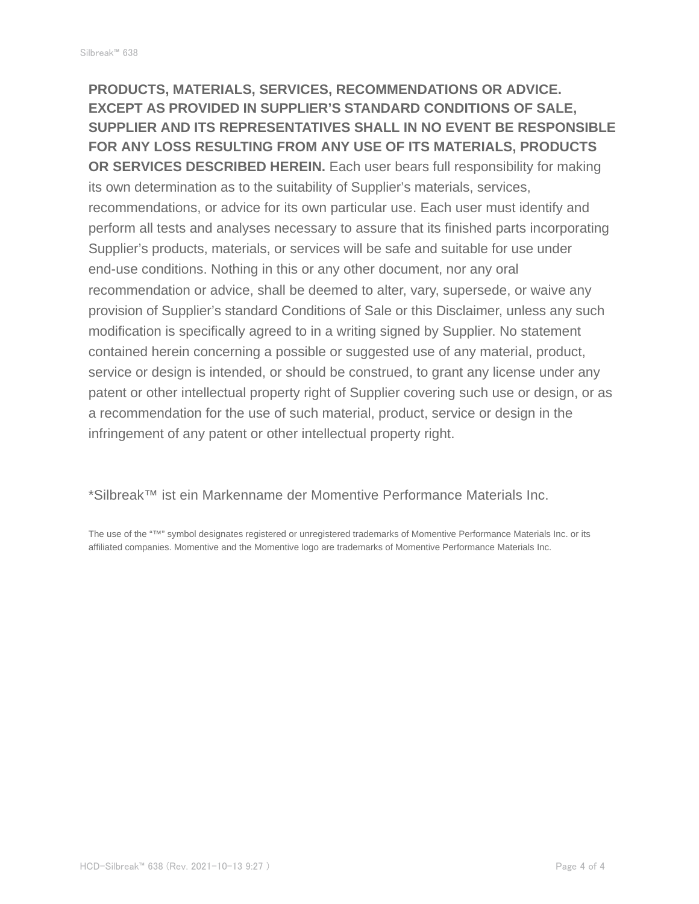**PRODUCTS, MATERIALS, SERVICES, RECOMMENDATIONS OR ADVICE. EXCEPT AS PROVIDED IN SUPPLIER'S STANDARD CONDITIONS OF SALE, SUPPLIER AND ITS REPRESENTATIVES SHALL IN NO EVENT BE RESPONSIBLE FOR ANY LOSS RESULTING FROM ANY USE OF ITS MATERIALS, PRODUCTS OR SERVICES DESCRIBED HEREIN.** Each user bears full responsibility for making its own determination as to the suitability of Supplier's materials, services, recommendations, or advice for its own particular use. Each user must identify and perform all tests and analyses necessary to assure that its finished parts incorporating Supplier's products, materials, or services will be safe and suitable for use under end-use conditions. Nothing in this or any other document, nor any oral recommendation or advice, shall be deemed to alter, vary, supersede, or waive any provision of Supplier's standard Conditions of Sale or this Disclaimer, unless any such modification is specifically agreed to in a writing signed by Supplier. No statement contained herein concerning a possible or suggested use of any material, product, service or design is intended, or should be construed, to grant any license under any patent or other intellectual property right of Supplier covering such use or design, or as a recommendation for the use of such material, product, service or design in the infringement of any patent or other intellectual property right.

*Silbreak™ ist ein Markenname der Momentive Performance Materials Inc.

The use of the "™" symbol designates registered or unregistered trademarks of Momentive Performance Materials Inc. or its affiliated companies. Momentive and the Momentive logo are trademarks of Momentive Performance Materials Inc.